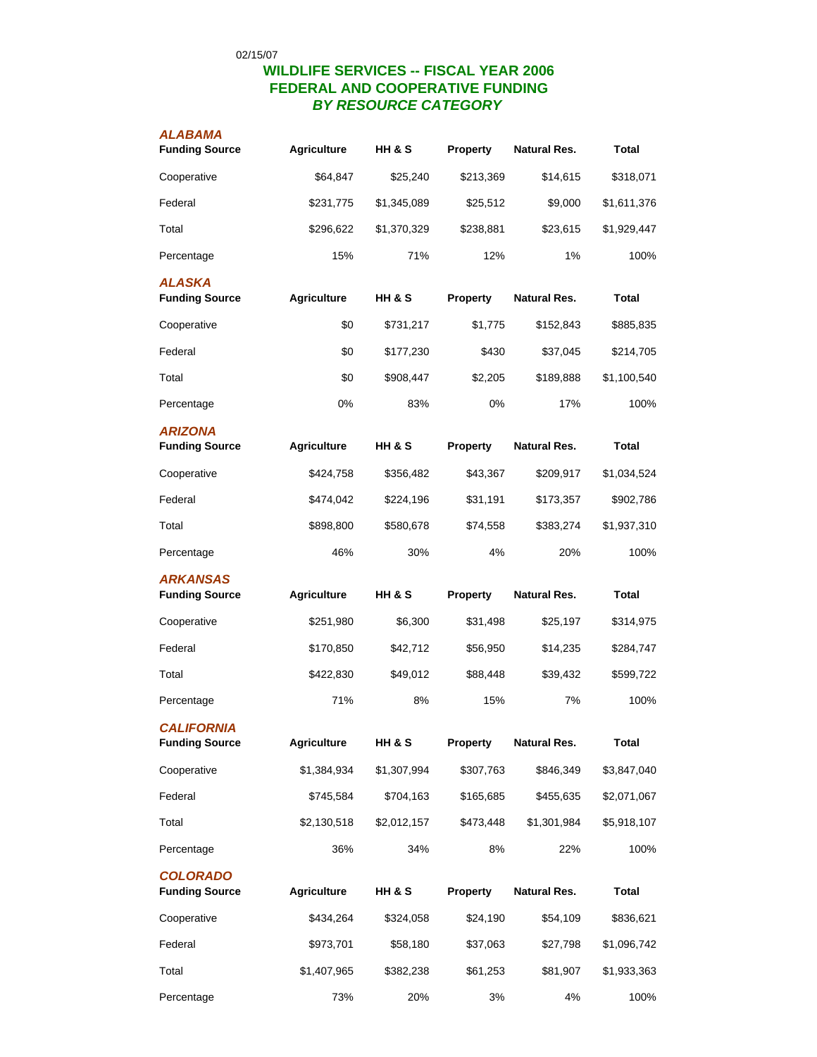02/15/07

# WILDLIFE SERVICES -- FISCAL YEAR 2006
# FEDERAL AND COOPERATIVE FUNDING
# *BY RESOURCE CATEGORY*

### *ALABAMA*

| Funding Source | Agriculture | HH & S | Property | Natural Res. | Total |
|---|---|---|---|---|---|
| Cooperative | $64,847 | $25,240 | $213,369 | $14,615 | $318,071 |
| Federal | $231,775 | $1,345,089 | $25,512 | $9,000 | $1,611,376 |
| Total | $296,622 | $1,370,329 | $238,881 | $23,615 | $1,929,447 |
| Percentage | 15% | 71% | 12% | 1% | 100% |

### *ALASKA*

| Funding Source | Agriculture | HH & S | Property | Natural Res. | Total |
|---|---|---|---|---|---|
| Cooperative | $0 | $731,217 | $1,775 | $152,843 | $885,835 |
| Federal | $0 | $177,230 | $430 | $37,045 | $214,705 |
| Total | $0 | $908,447 | $2,205 | $189,888 | $1,100,540 |
| Percentage | 0% | 83% | 0% | 17% | 100% |

### *ARIZONA*

| Funding Source | Agriculture | HH & S | Property | Natural Res. | Total |
|---|---|---|---|---|---|
| Cooperative | $424,758 | $356,482 | $43,367 | $209,917 | $1,034,524 |
| Federal | $474,042 | $224,196 | $31,191 | $173,357 | $902,786 |
| Total | $898,800 | $580,678 | $74,558 | $383,274 | $1,937,310 |
| Percentage | 46% | 30% | 4% | 20% | 100% |

### *ARKANSAS*

| Funding Source | Agriculture | HH & S | Property | Natural Res. | Total |
|---|---|---|---|---|---|
| Cooperative | $251,980 | $6,300 | $31,498 | $25,197 | $314,975 |
| Federal | $170,850 | $42,712 | $56,950 | $14,235 | $284,747 |
| Total | $422,830 | $49,012 | $88,448 | $39,432 | $599,722 |
| Percentage | 71% | 8% | 15% | 7% | 100% |

### *CALIFORNIA*

| Funding Source | Agriculture | HH & S | Property | Natural Res. | Total |
|---|---|---|---|---|---|
| Cooperative | $1,384,934 | $1,307,994 | $307,763 | $846,349 | $3,847,040 |
| Federal | $745,584 | $704,163 | $165,685 | $455,635 | $2,071,067 |
| Total | $2,130,518 | $2,012,157 | $473,448 | $1,301,984 | $5,918,107 |
| Percentage | 36% | 34% | 8% | 22% | 100% |

### *COLORADO*

| Funding Source | Agriculture | HH & S | Property | Natural Res. | Total |
|---|---|---|---|---|---|
| Cooperative | $434,264 | $324,058 | $24,190 | $54,109 | $836,621 |
| Federal | $973,701 | $58,180 | $37,063 | $27,798 | $1,096,742 |
| Total | $1,407,965 | $382,238 | $61,253 | $81,907 | $1,933,363 |
| Percentage | 73% | 20% | 3% | 4% | 100% |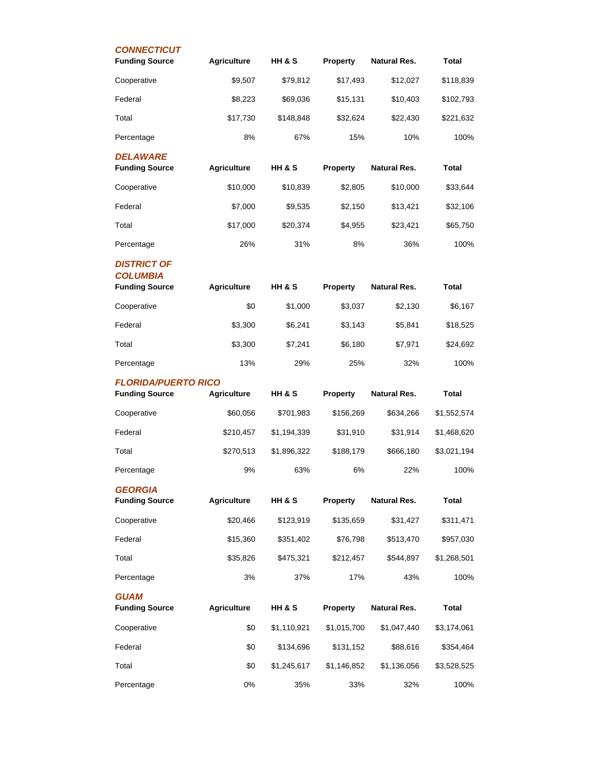### CONNECTICUT

| Funding Source | Agriculture | HH & S | Property | Natural Res. | Total |
|---|---|---|---|---|---|
| Cooperative | $9,507 | $79,812 | $17,493 | $12,027 | $118,839 |
| Federal | $8,223 | $69,036 | $15,131 | $10,403 | $102,793 |
| Total | $17,730 | $148,848 | $32,624 | $22,430 | $221,632 |
| Percentage | 8% | 67% | 15% | 10% | 100% |

### DELAWARE

| Funding Source | Agriculture | HH & S | Property | Natural Res. | Total |
|---|---|---|---|---|---|
| Cooperative | $10,000 | $10,839 | $2,805 | $10,000 | $33,644 |
| Federal | $7,000 | $9,535 | $2,150 | $13,421 | $32,106 |
| Total | $17,000 | $20,374 | $4,955 | $23,421 | $65,750 |
| Percentage | 26% | 31% | 8% | 36% | 100% |

### DISTRICT OF COLUMBIA

| Funding Source | Agriculture | HH & S | Property | Natural Res. | Total |
|---|---|---|---|---|---|
| Cooperative | $0 | $1,000 | $3,037 | $2,130 | $6,167 |
| Federal | $3,300 | $6,241 | $3,143 | $5,841 | $18,525 |
| Total | $3,300 | $7,241 | $6,180 | $7,971 | $24,692 |
| Percentage | 13% | 29% | 25% | 32% | 100% |

### FLORIDA/PUERTO RICO

| Funding Source | Agriculture | HH & S | Property | Natural Res. | Total |
|---|---|---|---|---|---|
| Cooperative | $60,056 | $701,983 | $156,269 | $634,266 | $1,552,574 |
| Federal | $210,457 | $1,194,339 | $31,910 | $31,914 | $1,468,620 |
| Total | $270,513 | $1,896,322 | $188,179 | $666,180 | $3,021,194 |
| Percentage | 9% | 63% | 6% | 22% | 100% |

### GEORGIA

| Funding Source | Agriculture | HH & S | Property | Natural Res. | Total |
|---|---|---|---|---|---|
| Cooperative | $20,466 | $123,919 | $135,659 | $31,427 | $311,471 |
| Federal | $15,360 | $351,402 | $76,798 | $513,470 | $957,030 |
| Total | $35,826 | $475,321 | $212,457 | $544,897 | $1,268,501 |
| Percentage | 3% | 37% | 17% | 43% | 100% |

### GUAM

| Funding Source | Agriculture | HH & S | Property | Natural Res. | Total |
|---|---|---|---|---|---|
| Cooperative | $0 | $1,110,921 | $1,015,700 | $1,047,440 | $3,174,061 |
| Federal | $0 | $134,696 | $131,152 | $88,616 | $354,464 |
| Total | $0 | $1,245,617 | $1,146,852 | $1,136,056 | $3,528,525 |
| Percentage | 0% | 35% | 33% | 32% | 100% |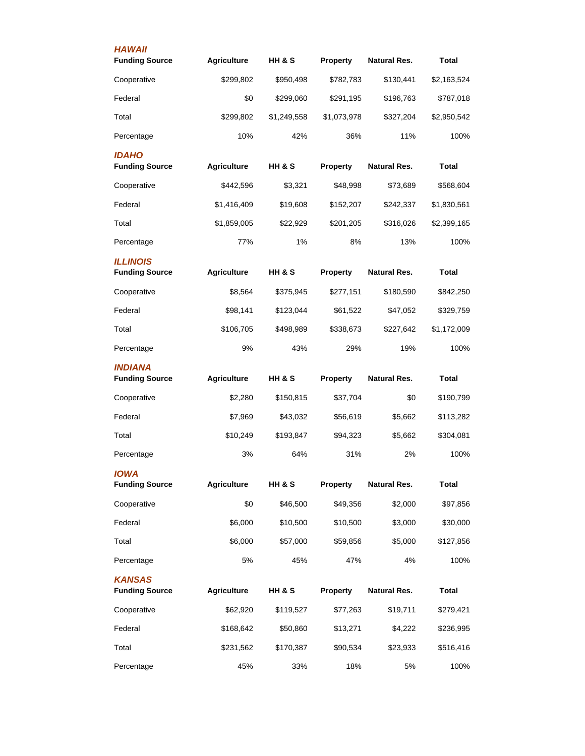### HAWAII

| Funding Source | Agriculture | HH & S | Property | Natural Res. | Total |
| --- | --- | --- | --- | --- | --- |
| Cooperative | $299,802 | $950,498 | $782,783 | $130,441 | $2,163,524 |
| Federal | $0 | $299,060 | $291,195 | $196,763 | $787,018 |
| Total | $299,802 | $1,249,558 | $1,073,978 | $327,204 | $2,950,542 |
| Percentage | 10% | 42% | 36% | 11% | 100% |

### IDAHO

| Funding Source | Agriculture | HH & S | Property | Natural Res. | Total |
| --- | --- | --- | --- | --- | --- |
| Cooperative | $442,596 | $3,321 | $48,998 | $73,689 | $568,604 |
| Federal | $1,416,409 | $19,608 | $152,207 | $242,337 | $1,830,561 |
| Total | $1,859,005 | $22,929 | $201,205 | $316,026 | $2,399,165 |
| Percentage | 77% | 1% | 8% | 13% | 100% |

### ILLINOIS

| Funding Source | Agriculture | HH & S | Property | Natural Res. | Total |
| --- | --- | --- | --- | --- | --- |
| Cooperative | $8,564 | $375,945 | $277,151 | $180,590 | $842,250 |
| Federal | $98,141 | $123,044 | $61,522 | $47,052 | $329,759 |
| Total | $106,705 | $498,989 | $338,673 | $227,642 | $1,172,009 |
| Percentage | 9% | 43% | 29% | 19% | 100% |

### INDIANA

| Funding Source | Agriculture | HH & S | Property | Natural Res. | Total |
| --- | --- | --- | --- | --- | --- |
| Cooperative | $2,280 | $150,815 | $37,704 | $0 | $190,799 |
| Federal | $7,969 | $43,032 | $56,619 | $5,662 | $113,282 |
| Total | $10,249 | $193,847 | $94,323 | $5,662 | $304,081 |
| Percentage | 3% | 64% | 31% | 2% | 100% |

### IOWA

| Funding Source | Agriculture | HH & S | Property | Natural Res. | Total |
| --- | --- | --- | --- | --- | --- |
| Cooperative | $0 | $46,500 | $49,356 | $2,000 | $97,856 |
| Federal | $6,000 | $10,500 | $10,500 | $3,000 | $30,000 |
| Total | $6,000 | $57,000 | $59,856 | $5,000 | $127,856 |
| Percentage | 5% | 45% | 47% | 4% | 100% |

### KANSAS

| Funding Source | Agriculture | HH & S | Property | Natural Res. | Total |
| --- | --- | --- | --- | --- | --- |
| Cooperative | $62,920 | $119,527 | $77,263 | $19,711 | $279,421 |
| Federal | $168,642 | $50,860 | $13,271 | $4,222 | $236,995 |
| Total | $231,562 | $170,387 | $90,534 | $23,933 | $516,416 |
| Percentage | 45% | 33% | 18% | 5% | 100% |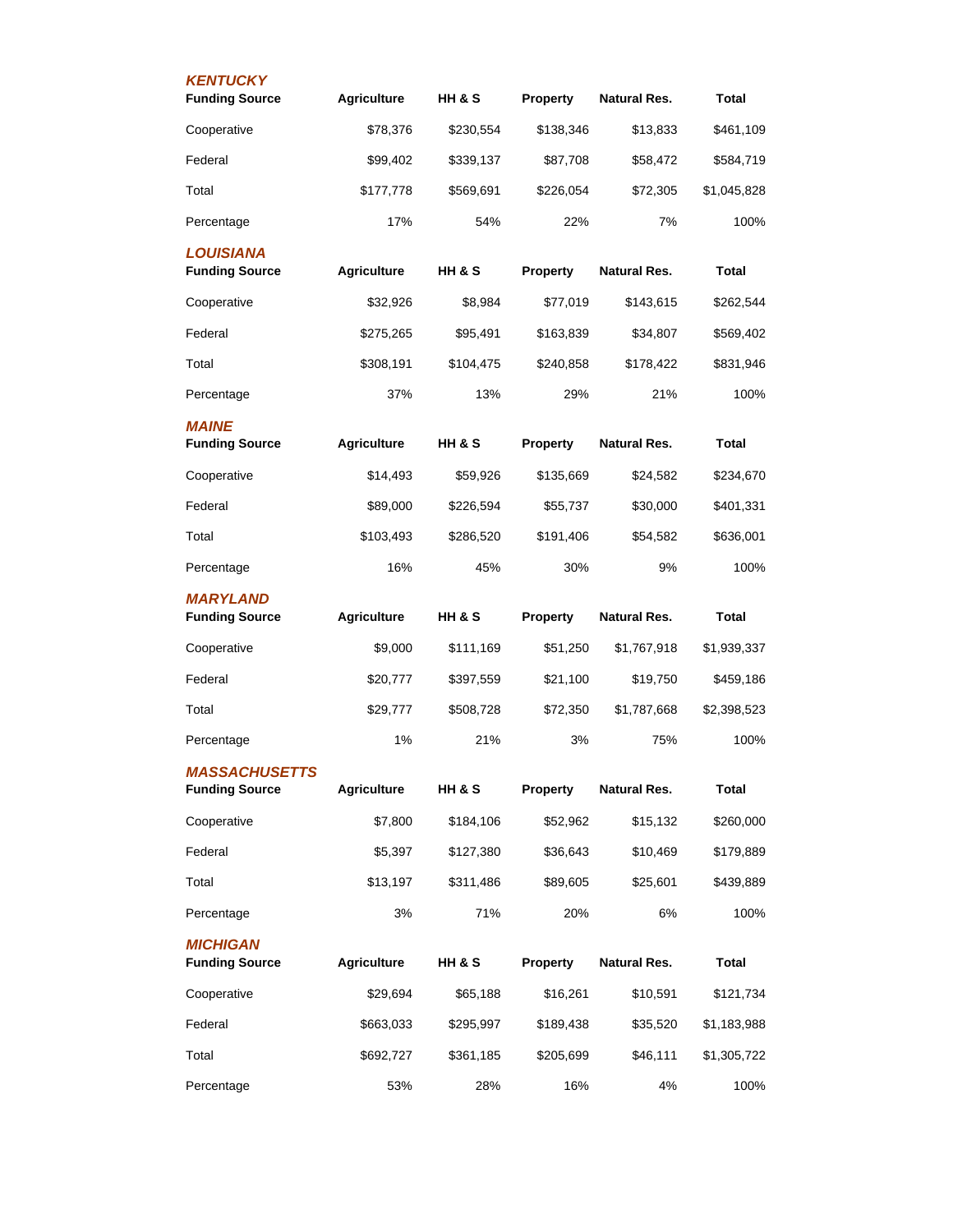### *KENTUCKY*

| Funding Source | Agriculture | HH & S | Property | Natural Res. | Total |
|---|---|---|---|---|---|
| Cooperative | $78,376 | $230,554 | $138,346 | $13,833 | $461,109 |
| Federal | $99,402 | $339,137 | $87,708 | $58,472 | $584,719 |
| Total | $177,778 | $569,691 | $226,054 | $72,305 | $1,045,828 |
| Percentage | 17% | 54% | 22% | 7% | 100% |

### *LOUISIANA*

| Funding Source | Agriculture | HH & S | Property | Natural Res. | Total |
|---|---|---|---|---|---|
| Cooperative | $32,926 | $8,984 | $77,019 | $143,615 | $262,544 |
| Federal | $275,265 | $95,491 | $163,839 | $34,807 | $569,402 |
| Total | $308,191 | $104,475 | $240,858 | $178,422 | $831,946 |
| Percentage | 37% | 13% | 29% | 21% | 100% |

### *MAINE*

| Funding Source | Agriculture | HH & S | Property | Natural Res. | Total |
|---|---|---|---|---|---|
| Cooperative | $14,493 | $59,926 | $135,669 | $24,582 | $234,670 |
| Federal | $89,000 | $226,594 | $55,737 | $30,000 | $401,331 |
| Total | $103,493 | $286,520 | $191,406 | $54,582 | $636,001 |
| Percentage | 16% | 45% | 30% | 9% | 100% |

### *MARYLAND*

| Funding Source | Agriculture | HH & S | Property | Natural Res. | Total |
|---|---|---|---|---|---|
| Cooperative | $9,000 | $111,169 | $51,250 | $1,767,918 | $1,939,337 |
| Federal | $20,777 | $397,559 | $21,100 | $19,750 | $459,186 |
| Total | $29,777 | $508,728 | $72,350 | $1,787,668 | $2,398,523 |
| Percentage | 1% | 21% | 3% | 75% | 100% |

### *MASSACHUSETTS*

| Funding Source | Agriculture | HH & S | Property | Natural Res. | Total |
|---|---|---|---|---|---|
| Cooperative | $7,800 | $184,106 | $52,962 | $15,132 | $260,000 |
| Federal | $5,397 | $127,380 | $36,643 | $10,469 | $179,889 |
| Total | $13,197 | $311,486 | $89,605 | $25,601 | $439,889 |
| Percentage | 3% | 71% | 20% | 6% | 100% |

### *MICHIGAN*

| Funding Source | Agriculture | HH & S | Property | Natural Res. | Total |
|---|---|---|---|---|---|
| Cooperative | $29,694 | $65,188 | $16,261 | $10,591 | $121,734 |
| Federal | $663,033 | $295,997 | $189,438 | $35,520 | $1,183,988 |
| Total | $692,727 | $361,185 | $205,699 | $46,111 | $1,305,722 |
| Percentage | 53% | 28% | 16% | 4% | 100% |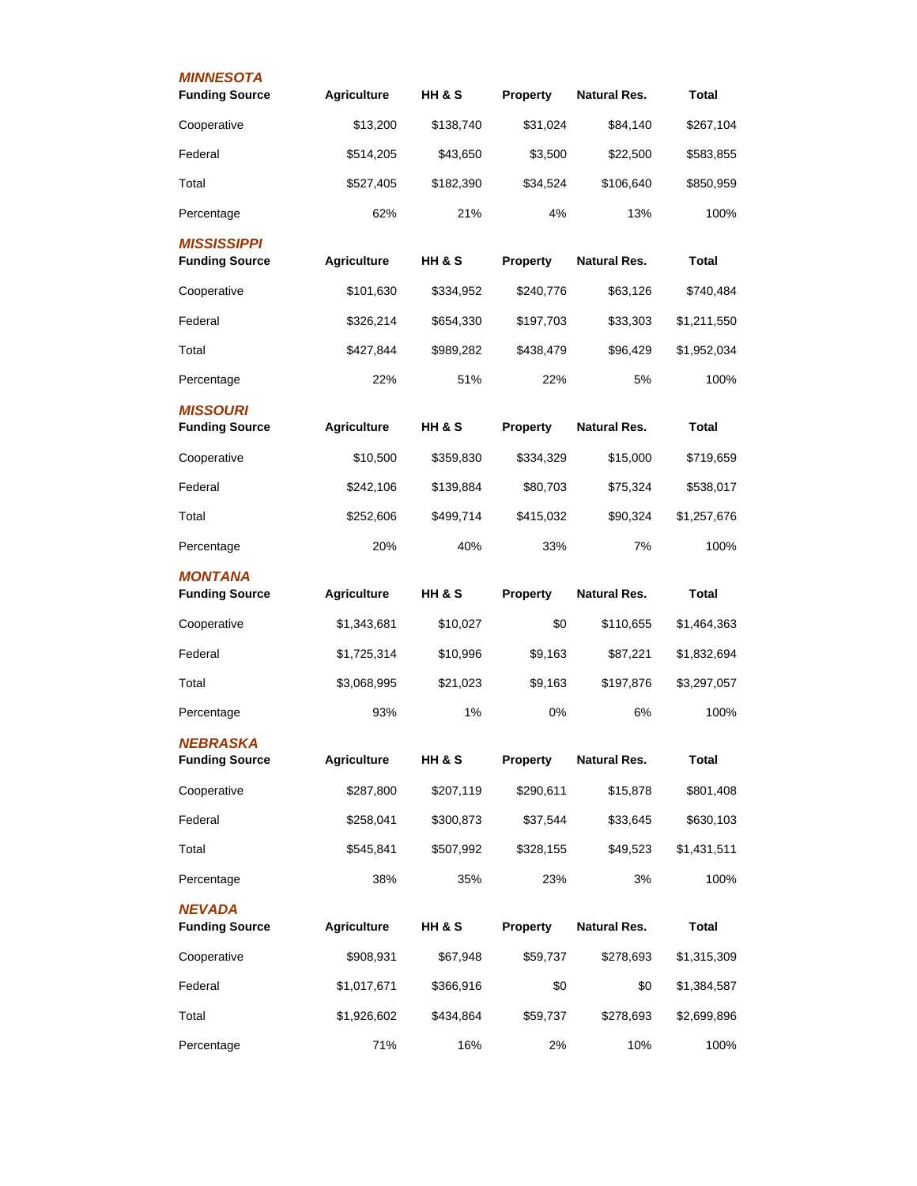### MINNESOTA

| Funding Source | Agriculture | HH & S | Property | Natural Res. | Total |
|---|---|---|---|---|---|
| Cooperative | $13,200 | $138,740 | $31,024 | $84,140 | $267,104 |
| Federal | $514,205 | $43,650 | $3,500 | $22,500 | $583,855 |
| Total | $527,405 | $182,390 | $34,524 | $106,640 | $850,959 |
| Percentage | 62% | 21% | 4% | 13% | 100% |

### MISSISSIPPI

| Funding Source | Agriculture | HH & S | Property | Natural Res. | Total |
|---|---|---|---|---|---|
| Cooperative | $101,630 | $334,952 | $240,776 | $63,126 | $740,484 |
| Federal | $326,214 | $654,330 | $197,703 | $33,303 | $1,211,550 |
| Total | $427,844 | $989,282 | $438,479 | $96,429 | $1,952,034 |
| Percentage | 22% | 51% | 22% | 5% | 100% |

### MISSOURI

| Funding Source | Agriculture | HH & S | Property | Natural Res. | Total |
|---|---|---|---|---|---|
| Cooperative | $10,500 | $359,830 | $334,329 | $15,000 | $719,659 |
| Federal | $242,106 | $139,884 | $80,703 | $75,324 | $538,017 |
| Total | $252,606 | $499,714 | $415,032 | $90,324 | $1,257,676 |
| Percentage | 20% | 40% | 33% | 7% | 100% |

### MONTANA

| Funding Source | Agriculture | HH & S | Property | Natural Res. | Total |
|---|---|---|---|---|---|
| Cooperative | $1,343,681 | $10,027 | $0 | $110,655 | $1,464,363 |
| Federal | $1,725,314 | $10,996 | $9,163 | $87,221 | $1,832,694 |
| Total | $3,068,995 | $21,023 | $9,163 | $197,876 | $3,297,057 |
| Percentage | 93% | 1% | 0% | 6% | 100% |

### NEBRASKA

| Funding Source | Agriculture | HH & S | Property | Natural Res. | Total |
|---|---|---|---|---|---|
| Cooperative | $287,800 | $207,119 | $290,611 | $15,878 | $801,408 |
| Federal | $258,041 | $300,873 | $37,544 | $33,645 | $630,103 |
| Total | $545,841 | $507,992 | $328,155 | $49,523 | $1,431,511 |
| Percentage | 38% | 35% | 23% | 3% | 100% |

### NEVADA

| Funding Source | Agriculture | HH & S | Property | Natural Res. | Total |
|---|---|---|---|---|---|
| Cooperative | $908,931 | $67,948 | $59,737 | $278,693 | $1,315,309 |
| Federal | $1,017,671 | $366,916 | $0 | $0 | $1,384,587 |
| Total | $1,926,602 | $434,864 | $59,737 | $278,693 | $2,699,896 |
| Percentage | 71% | 16% | 2% | 10% | 100% |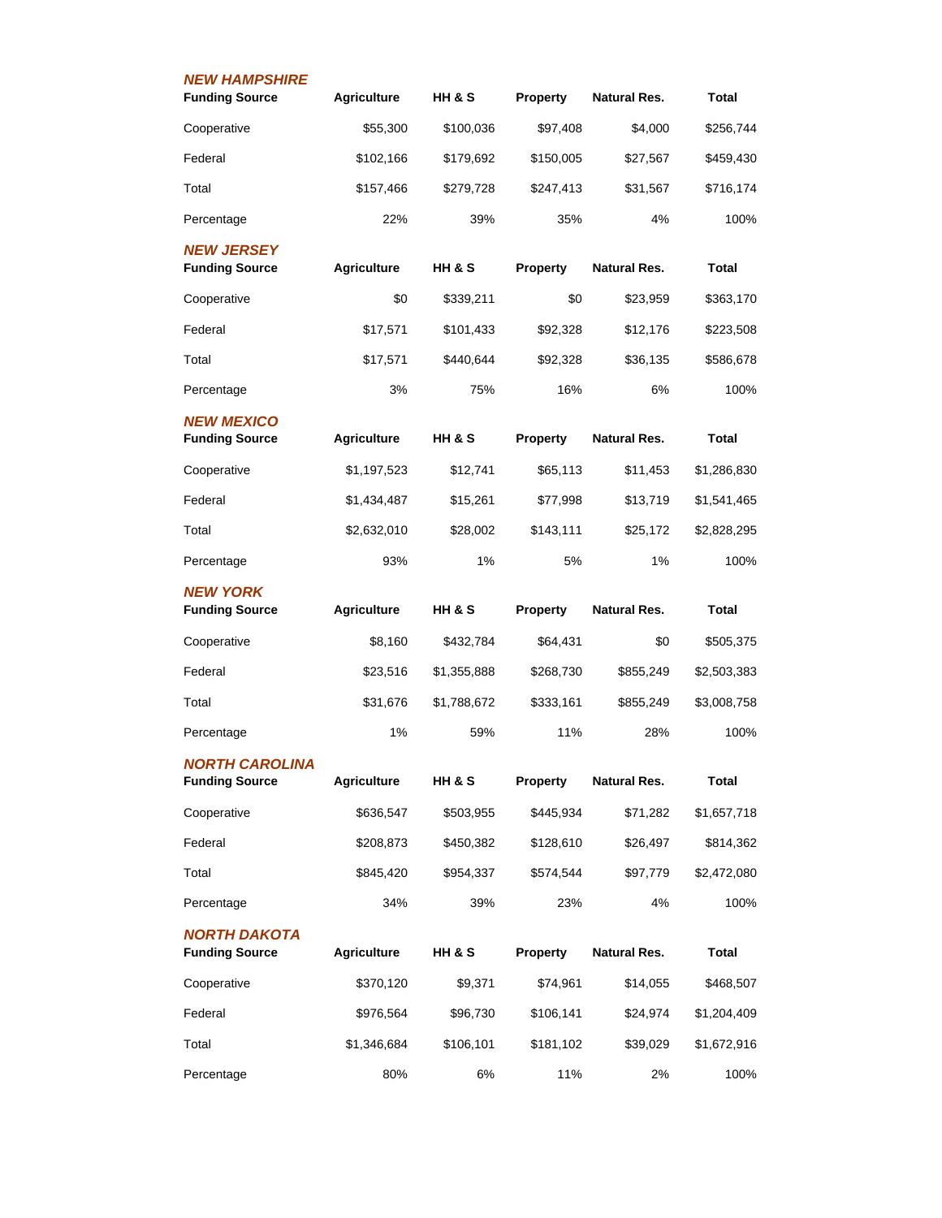## *NEW HAMPSHIRE*

| Funding Source | Agriculture | HH & S | Property | Natural Res. | Total |
|---|---|---|---|---|---|
| Cooperative | $55,300 | $100,036 | $97,408 | $4,000 | $256,744 |
| Federal | $102,166 | $179,692 | $150,005 | $27,567 | $459,430 |
| Total | $157,466 | $279,728 | $247,413 | $31,567 | $716,174 |
| Percentage | 22% | 39% | 35% | 4% | 100% |

## *NEW JERSEY*

| Funding Source | Agriculture | HH & S | Property | Natural Res. | Total |
|---|---|---|---|---|---|
| Cooperative | $0 | $339,211 | $0 | $23,959 | $363,170 |
| Federal | $17,571 | $101,433 | $92,328 | $12,176 | $223,508 |
| Total | $17,571 | $440,644 | $92,328 | $36,135 | $586,678 |
| Percentage | 3% | 75% | 16% | 6% | 100% |

## *NEW MEXICO*

| Funding Source | Agriculture | HH & S | Property | Natural Res. | Total |
|---|---|---|---|---|---|
| Cooperative | $1,197,523 | $12,741 | $65,113 | $11,453 | $1,286,830 |
| Federal | $1,434,487 | $15,261 | $77,998 | $13,719 | $1,541,465 |
| Total | $2,632,010 | $28,002 | $143,111 | $25,172 | $2,828,295 |
| Percentage | 93% | 1% | 5% | 1% | 100% |

## *NEW YORK*

| Funding Source | Agriculture | HH & S | Property | Natural Res. | Total |
|---|---|---|---|---|---|
| Cooperative | $8,160 | $432,784 | $64,431 | $0 | $505,375 |
| Federal | $23,516 | $1,355,888 | $268,730 | $855,249 | $2,503,383 |
| Total | $31,676 | $1,788,672 | $333,161 | $855,249 | $3,008,758 |
| Percentage | 1% | 59% | 11% | 28% | 100% |

## *NORTH CAROLINA*

| Funding Source | Agriculture | HH & S | Property | Natural Res. | Total |
|---|---|---|---|---|---|
| Cooperative | $636,547 | $503,955 | $445,934 | $71,282 | $1,657,718 |
| Federal | $208,873 | $450,382 | $128,610 | $26,497 | $814,362 |
| Total | $845,420 | $954,337 | $574,544 | $97,779 | $2,472,080 |
| Percentage | 34% | 39% | 23% | 4% | 100% |

## *NORTH DAKOTA*

| Funding Source | Agriculture | HH & S | Property | Natural Res. | Total |
|---|---|---|---|---|---|
| Cooperative | $370,120 | $9,371 | $74,961 | $14,055 | $468,507 |
| Federal | $976,564 | $96,730 | $106,141 | $24,974 | $1,204,409 |
| Total | $1,346,684 | $106,101 | $181,102 | $39,029 | $1,672,916 |
| Percentage | 80% | 6% | 11% | 2% | 100% |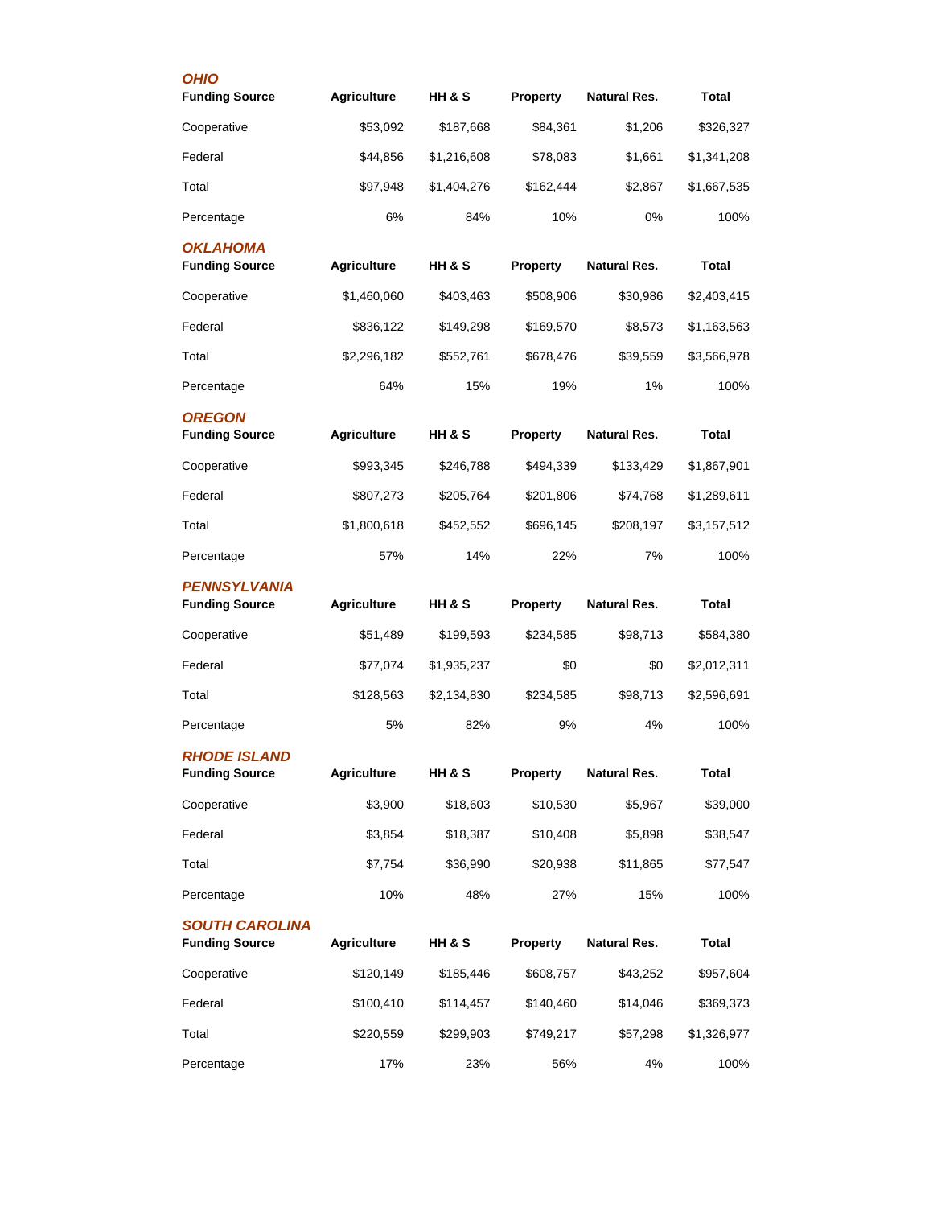### OHIO

| Funding Source | Agriculture | HH & S | Property | Natural Res. | Total |
|---|---|---|---|---|---|
| Cooperative | $53,092 | $187,668 | $84,361 | $1,206 | $326,327 |
| Federal | $44,856 | $1,216,608 | $78,083 | $1,661 | $1,341,208 |
| Total | $97,948 | $1,404,276 | $162,444 | $2,867 | $1,667,535 |
| Percentage | 6% | 84% | 10% | 0% | 100% |

### OKLAHOMA

| Funding Source | Agriculture | HH & S | Property | Natural Res. | Total |
|---|---|---|---|---|---|
| Cooperative | $1,460,060 | $403,463 | $508,906 | $30,986 | $2,403,415 |
| Federal | $836,122 | $149,298 | $169,570 | $8,573 | $1,163,563 |
| Total | $2,296,182 | $552,761 | $678,476 | $39,559 | $3,566,978 |
| Percentage | 64% | 15% | 19% | 1% | 100% |

### OREGON

| Funding Source | Agriculture | HH & S | Property | Natural Res. | Total |
|---|---|---|---|---|---|
| Cooperative | $993,345 | $246,788 | $494,339 | $133,429 | $1,867,901 |
| Federal | $807,273 | $205,764 | $201,806 | $74,768 | $1,289,611 |
| Total | $1,800,618 | $452,552 | $696,145 | $208,197 | $3,157,512 |
| Percentage | 57% | 14% | 22% | 7% | 100% |

### PENNSYLVANIA

| Funding Source | Agriculture | HH & S | Property | Natural Res. | Total |
|---|---|---|---|---|---|
| Cooperative | $51,489 | $199,593 | $234,585 | $98,713 | $584,380 |
| Federal | $77,074 | $1,935,237 | $0 | $0 | $2,012,311 |
| Total | $128,563 | $2,134,830 | $234,585 | $98,713 | $2,596,691 |
| Percentage | 5% | 82% | 9% | 4% | 100% |

### RHODE ISLAND

| Funding Source | Agriculture | HH & S | Property | Natural Res. | Total |
|---|---|---|---|---|---|
| Cooperative | $3,900 | $18,603 | $10,530 | $5,967 | $39,000 |
| Federal | $3,854 | $18,387 | $10,408 | $5,898 | $38,547 |
| Total | $7,754 | $36,990 | $20,938 | $11,865 | $77,547 |
| Percentage | 10% | 48% | 27% | 15% | 100% |

### SOUTH CAROLINA

| Funding Source | Agriculture | HH & S | Property | Natural Res. | Total |
|---|---|---|---|---|---|
| Cooperative | $120,149 | $185,446 | $608,757 | $43,252 | $957,604 |
| Federal | $100,410 | $114,457 | $140,460 | $14,046 | $369,373 |
| Total | $220,559 | $299,903 | $749,217 | $57,298 | $1,326,977 |
| Percentage | 17% | 23% | 56% | 4% | 100% |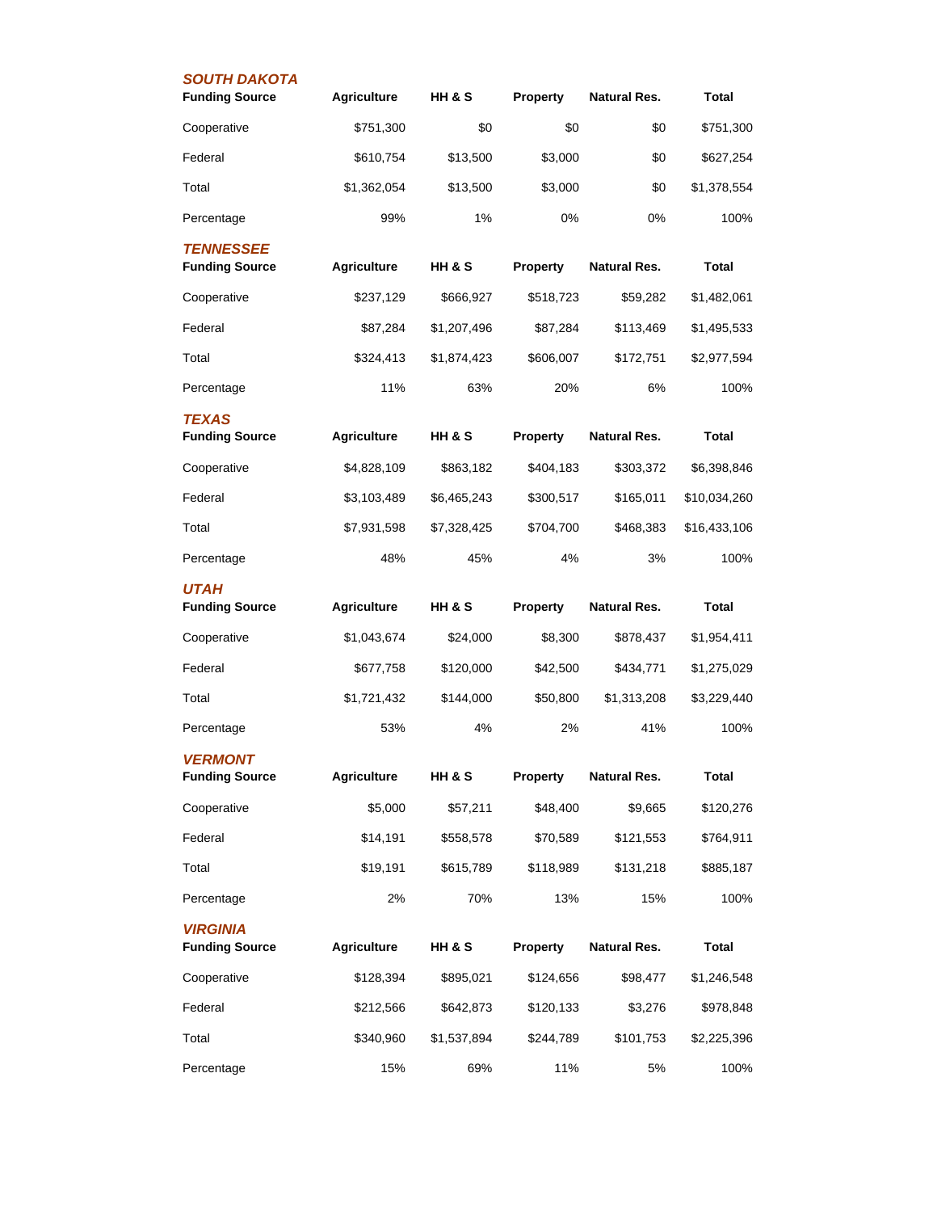### *SOUTH DAKOTA*

| Funding Source | Agriculture | HH & S | Property | Natural Res. | Total |
|---|---|---|---|---|---|
| Cooperative | $751,300 | $0 | $0 | $0 | $751,300 |
| Federal | $610,754 | $13,500 | $3,000 | $0 | $627,254 |
| Total | $1,362,054 | $13,500 | $3,000 | $0 | $1,378,554 |
| Percentage | 99% | 1% | 0% | 0% | 100% |

### *TENNESSEE*

| Funding Source | Agriculture | HH & S | Property | Natural Res. | Total |
|---|---|---|---|---|---|
| Cooperative | $237,129 | $666,927 | $518,723 | $59,282 | $1,482,061 |
| Federal | $87,284 | $1,207,496 | $87,284 | $113,469 | $1,495,533 |
| Total | $324,413 | $1,874,423 | $606,007 | $172,751 | $2,977,594 |
| Percentage | 11% | 63% | 20% | 6% | 100% |

### *TEXAS*

| Funding Source | Agriculture | HH & S | Property | Natural Res. | Total |
|---|---|---|---|---|---|
| Cooperative | $4,828,109 | $863,182 | $404,183 | $303,372 | $6,398,846 |
| Federal | $3,103,489 | $6,465,243 | $300,517 | $165,011 | $10,034,260 |
| Total | $7,931,598 | $7,328,425 | $704,700 | $468,383 | $16,433,106 |
| Percentage | 48% | 45% | 4% | 3% | 100% |

### *UTAH*

| Funding Source | Agriculture | HH & S | Property | Natural Res. | Total |
|---|---|---|---|---|---|
| Cooperative | $1,043,674 | $24,000 | $8,300 | $878,437 | $1,954,411 |
| Federal | $677,758 | $120,000 | $42,500 | $434,771 | $1,275,029 |
| Total | $1,721,432 | $144,000 | $50,800 | $1,313,208 | $3,229,440 |
| Percentage | 53% | 4% | 2% | 41% | 100% |

### *VERMONT*

| Funding Source | Agriculture | HH & S | Property | Natural Res. | Total |
|---|---|---|---|---|---|
| Cooperative | $5,000 | $57,211 | $48,400 | $9,665 | $120,276 |
| Federal | $14,191 | $558,578 | $70,589 | $121,553 | $764,911 |
| Total | $19,191 | $615,789 | $118,989 | $131,218 | $885,187 |
| Percentage | 2% | 70% | 13% | 15% | 100% |

### *VIRGINIA*

| Funding Source | Agriculture | HH & S | Property | Natural Res. | Total |
|---|---|---|---|---|---|
| Cooperative | $128,394 | $895,021 | $124,656 | $98,477 | $1,246,548 |
| Federal | $212,566 | $642,873 | $120,133 | $3,276 | $978,848 |
| Total | $340,960 | $1,537,894 | $244,789 | $101,753 | $2,225,396 |
| Percentage | 15% | 69% | 11% | 5% | 100% |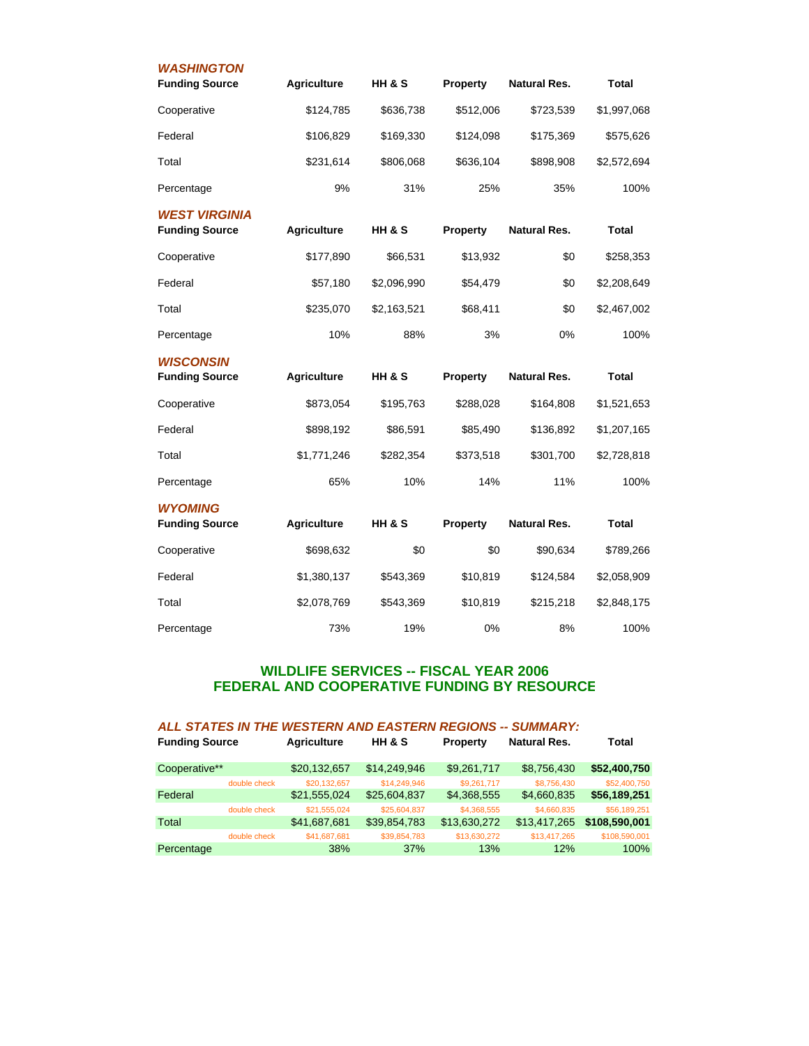### *WASHINGTON*

| Funding Source | Agriculture | HH & S | Property | Natural Res. | Total |
|---|---|---|---|---|---|
| Cooperative | $124,785 | $636,738 | $512,006 | $723,539 | $1,997,068 |
| Federal | $106,829 | $169,330 | $124,098 | $175,369 | $575,626 |
| Total | $231,614 | $806,068 | $636,104 | $898,908 | $2,572,694 |
| Percentage | 9% | 31% | 25% | 35% | 100% |

### *WEST VIRGINIA*

| Funding Source | Agriculture | HH & S | Property | Natural Res. | Total |
|---|---|---|---|---|---|
| Cooperative | $177,890 | $66,531 | $13,932 | $0 | $258,353 |
| Federal | $57,180 | $2,096,990 | $54,479 | $0 | $2,208,649 |
| Total | $235,070 | $2,163,521 | $68,411 | $0 | $2,467,002 |
| Percentage | 10% | 88% | 3% | 0% | 100% |

### *WISCONSIN*

| Funding Source | Agriculture | HH & S | Property | Natural Res. | Total |
|---|---|---|---|---|---|
| Cooperative | $873,054 | $195,763 | $288,028 | $164,808 | $1,521,653 |
| Federal | $898,192 | $86,591 | $85,490 | $136,892 | $1,207,165 |
| Total | $1,771,246 | $282,354 | $373,518 | $301,700 | $2,728,818 |
| Percentage | 65% | 10% | 14% | 11% | 100% |

### *WYOMING*

| Funding Source | Agriculture | HH & S | Property | Natural Res. | Total |
|---|---|---|---|---|---|
| Cooperative | $698,632 | $0 | $0 | $90,634 | $789,266 |
| Federal | $1,380,137 | $543,369 | $10,819 | $124,584 | $2,058,909 |
| Total | $2,078,769 | $543,369 | $10,819 | $215,218 | $2,848,175 |
| Percentage | 73% | 19% | 0% | 8% | 100% |

## WILDLIFE SERVICES -- FISCAL YEAR 2006
## FEDERAL AND COOPERATIVE FUNDING BY RESOURCE

### *ALL STATES IN THE WESTERN AND EASTERN REGIONS -- SUMMARY:*

| Funding Source | Agriculture | HH & S | Property | Natural Res. | Total |
|---|---|---|---|---|---|
| Cooperative** | $20,132,657 | $14,249,946 | $9,261,717 | $8,756,430 | **$52,400,750** |
| double check | $20,132,657 | $14,249,946 | $9,261,717 | $8,756,430 | $52,400,750 |
| Federal | $21,555,024 | $25,604,837 | $4,368,555 | $4,660,835 | **$56,189,251** |
| double check | $21,555,024 | $25,604,837 | $4,368,555 | $4,660,835 | $56,189,251 |
| Total | $41,687,681 | $39,854,783 | $13,630,272 | $13,417,265 | **$108,590,001** |
| double check | $41,687,681 | $39,854,783 | $13,630,272 | $13,417,265 | $108,590,001 |
| Percentage | 38% | 37% | 13% | 12% | 100% |